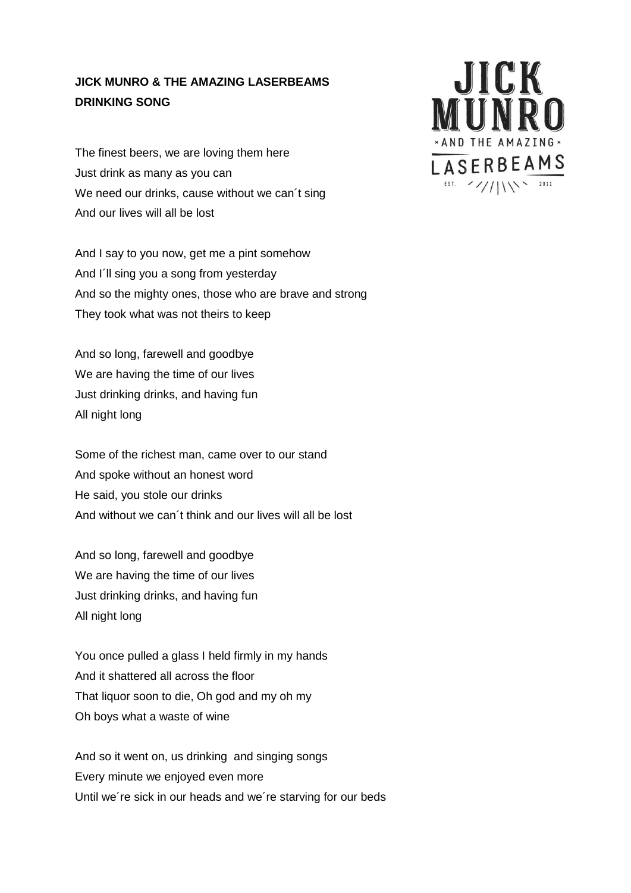**JICK MUNRO & THE AMAZING LASERBEAMS**
**DRINKING SONG**

The finest beers, we are loving them here
Just drink as many as you can
We need our drinks, cause without we can´t sing
And our lives will all be lost

And I say to you now, get me a pint somehow
And I´ll sing you a song from yesterday
And so the mighty ones, those who are brave and strong
They took what was not theirs to keep

And so long, farewell and goodbye
We are having the time of our lives
Just drinking drinks, and having fun
All night long

Some of the richest man, came over to our stand
And spoke without an honest word
He said, you stole our drinks
And without we can´t think and our lives will all be lost

And so long, farewell and goodbye
We are having the time of our lives
Just drinking drinks, and having fun
All night long

You once pulled a glass I held firmly in my hands
And it shattered all across the floor
That liquor soon to die, Oh god and my oh my
Oh boys what a waste of wine

And so it went on, us drinking  and singing songs
Every minute we enjoyed even more
Until we´re sick in our heads and we´re starving for our beds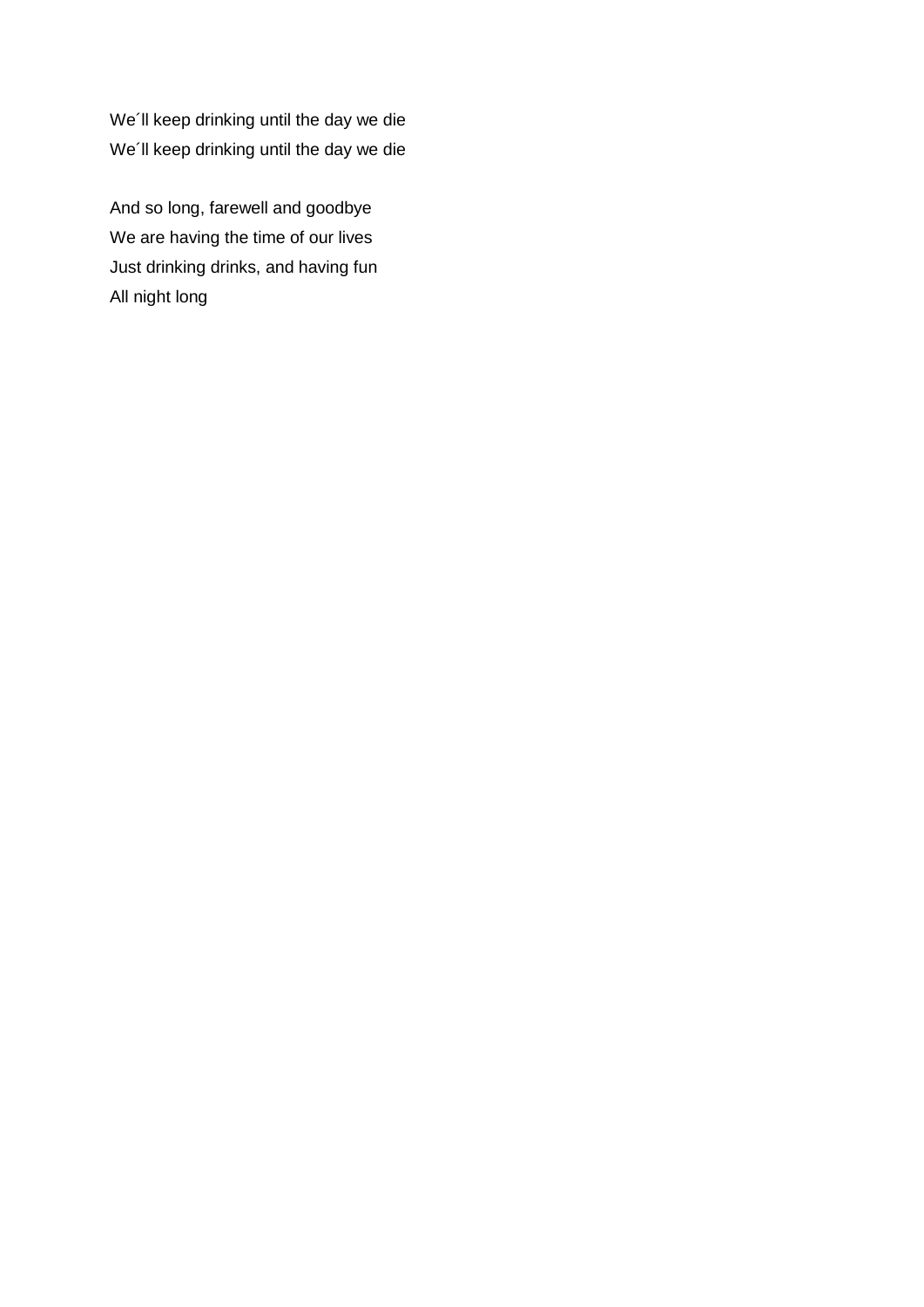We´ll keep drinking until the day we die
We´ll keep drinking until the day we die

And so long, farewell and goodbye
We are having the time of our lives
Just drinking drinks, and having fun
All night long